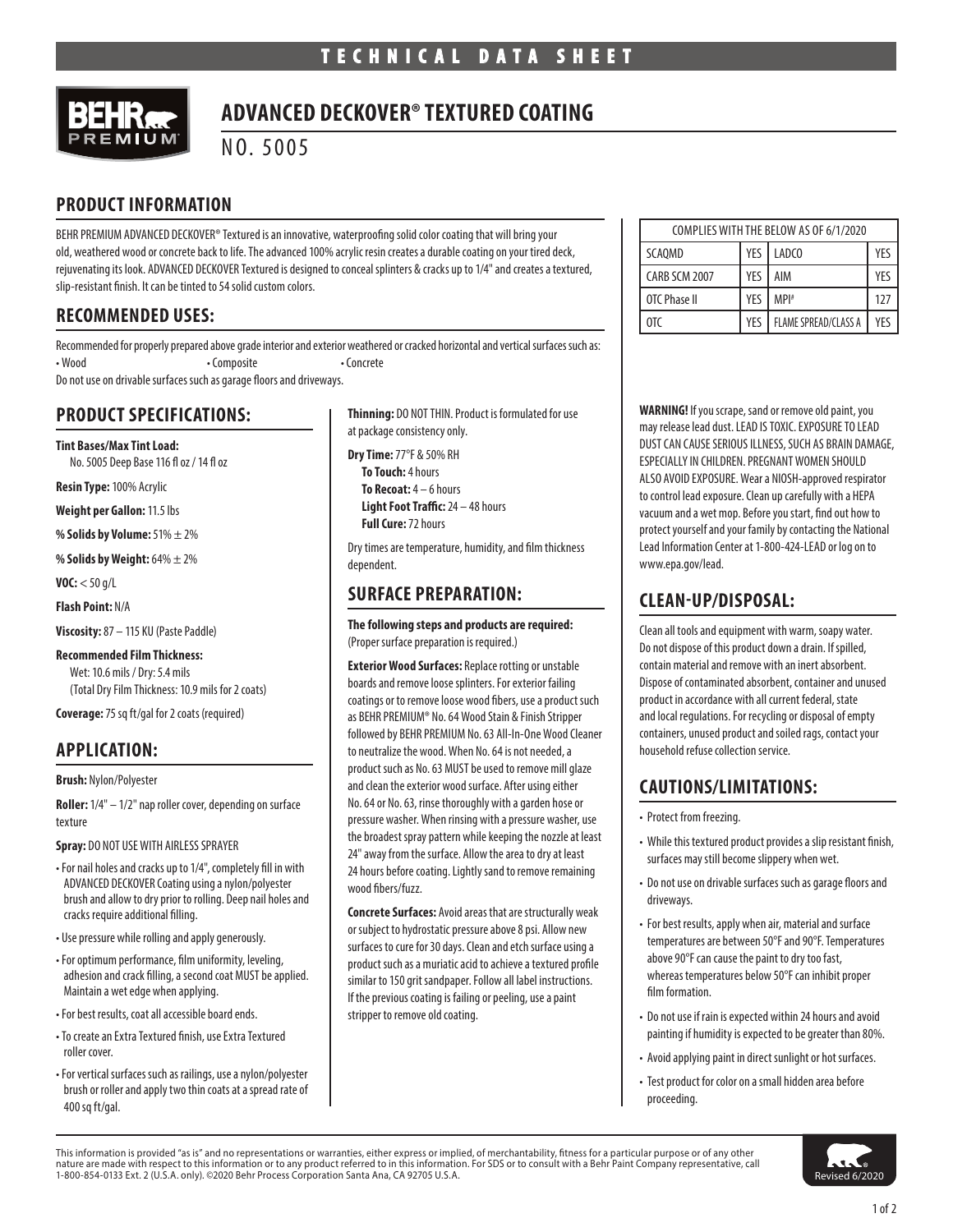# TECHNICAL DATA SHEET

# ADVANCED DECKOVER® TEXTURED COATING

NO. 5005

## PRODUCT INFORMATION

BEHR PREMIUM ADVANCED DECKOVER® Textured is an innovative, waterproofing solid color coating that will bring your old, weathered wood or concrete back to life. The advanced 100% acrylic resin creates a durable coating on your tired deck, rejuvenating its look. ADVANCED DECKOVER Textured is designed to conceal splinters & cracks up to 1/4" and creates a textured, slip-resistant finish. It can be tinted to 54 solid custom colors.

| COMPLIES WITH THE BELOW AS OF 6/1/2020 | | | |
|---|---|---|---|
| SCAQMD | YES | LADCO | YES |
| CARB SCM 2007 | YES | AIM | YES |
| OTC Phase II | YES | MPI# | 127 |
| OTC | YES | FLAME SPREAD/CLASS A | YES |

## RECOMMENDED USES:

Recommended for properly prepared above grade interior and exterior weathered or cracked horizontal and vertical surfaces such as:

- Wood
- Composite
- Concrete

Do not use on drivable surfaces such as garage floors and driveways.

## PRODUCT SPECIFICATIONS:

**Tint Bases/Max Tint Load:**
No. 5005 Deep Base 116 fl oz / 14 fl oz

**Resin Type:** 100% Acrylic

**Weight per Gallon:** 11.5 lbs

**% Solids by Volume:** 51% ± 2%

**% Solids by Weight:** 64% ± 2%

**VOC:** < 50 g/L

**Flash Point:** N/A

**Viscosity:** 87 – 115 KU (Paste Paddle)

**Recommended Film Thickness:**
Wet: 10.6 mils / Dry: 5.4 mils
(Total Dry Film Thickness: 10.9 mils for 2 coats)

**Coverage:** 75 sq ft/gal for 2 coats (required)

## APPLICATION:

**Brush:** Nylon/Polyester

**Roller:** 1/4" – 1/2" nap roller cover, depending on surface texture

**Spray:** DO NOT USE WITH AIRLESS SPRAYER

- For nail holes and cracks up to 1/4", completely fill in with ADVANCED DECKOVER Coating using a nylon/polyester brush and allow to dry prior to rolling. Deep nail holes and cracks require additional filling.
- Use pressure while rolling and apply generously.
- For optimum performance, film uniformity, leveling, adhesion and crack filling, a second coat MUST be applied. Maintain a wet edge when applying.
- For best results, coat all accessible board ends.
- To create an Extra Textured finish, use Extra Textured roller cover.
- For vertical surfaces such as railings, use a nylon/polyester brush or roller and apply two thin coats at a spread rate of 400 sq ft/gal.

**Thinning:** DO NOT THIN. Product is formulated for use at package consistency only.

**Dry Time:** 77°F & 50% RH
**To Touch:** 4 hours
**To Recoat:** 4 – 6 hours
**Light Foot Traffic:** 24 – 48 hours
**Full Cure:** 72 hours

Dry times are temperature, humidity, and film thickness dependent.

## SURFACE PREPARATION:

**The following steps and products are required:**
(Proper surface preparation is required.)

**Exterior Wood Surfaces:** Replace rotting or unstable boards and remove loose splinters. For exterior failing coatings or to remove loose wood fibers, use a product such as BEHR PREMIUM® No. 64 Wood Stain & Finish Stripper followed by BEHR PREMIUM No. 63 All-In-One Wood Cleaner to neutralize the wood. When No. 64 is not needed, a product such as No. 63 MUST be used to remove mill glaze and clean the exterior wood surface. After using either No. 64 or No. 63, rinse thoroughly with a garden hose or pressure washer. When rinsing with a pressure washer, use the broadest spray pattern while keeping the nozzle at least 24" away from the surface. Allow the area to dry at least 24 hours before coating. Lightly sand to remove remaining wood fibers/fuzz.

**Concrete Surfaces:** Avoid areas that are structurally weak or subject to hydrostatic pressure above 8 psi. Allow new surfaces to cure for 30 days. Clean and etch surface using a product such as a muriatic acid to achieve a textured profile similar to 150 grit sandpaper. Follow all label instructions. If the previous coating is failing or peeling, use a paint stripper to remove old coating.

**WARNING!** If you scrape, sand or remove old paint, you may release lead dust. LEAD IS TOXIC. EXPOSURE TO LEAD DUST CAN CAUSE SERIOUS ILLNESS, SUCH AS BRAIN DAMAGE, ESPECIALLY IN CHILDREN. PREGNANT WOMEN SHOULD ALSO AVOID EXPOSURE. Wear a NIOSH-approved respirator to control lead exposure. Clean up carefully with a HEPA vacuum and a wet mop. Before you start, find out how to protect yourself and your family by contacting the National Lead Information Center at 1-800-424-LEAD or log on to www.epa.gov/lead.

## CLEAN-UP/DISPOSAL:

Clean all tools and equipment with warm, soapy water. Do not dispose of this product down a drain. If spilled, contain material and remove with an inert absorbent. Dispose of contaminated absorbent, container and unused product in accordance with all current federal, state and local regulations. For recycling or disposal of empty containers, unused product and soiled rags, contact your household refuse collection service.

## CAUTIONS/LIMITATIONS:

- Protect from freezing.
- While this textured product provides a slip resistant finish, surfaces may still become slippery when wet.
- Do not use on drivable surfaces such as garage floors and driveways.
- For best results, apply when air, material and surface temperatures are between 50°F and 90°F. Temperatures above 90°F can cause the paint to dry too fast, whereas temperatures below 50°F can inhibit proper film formation.
- Do not use if rain is expected within 24 hours and avoid painting if humidity is expected to be greater than 80%.
- Avoid applying paint in direct sunlight or hot surfaces.
- Test product for color on a small hidden area before proceeding.

This information is provided "as is" and no representations or warranties, either express or implied, of merchantability, fitness for a particular purpose or of any other nature are made with respect to this information or to any product referred to in this information. For SDS or to consult with a Behr Paint Company representative, call 1-800-854-0133 Ext. 2 (U.S.A. only). ©2020 Behr Process Corporation Santa Ana, CA 92705 U.S.A.

Revised 6/2020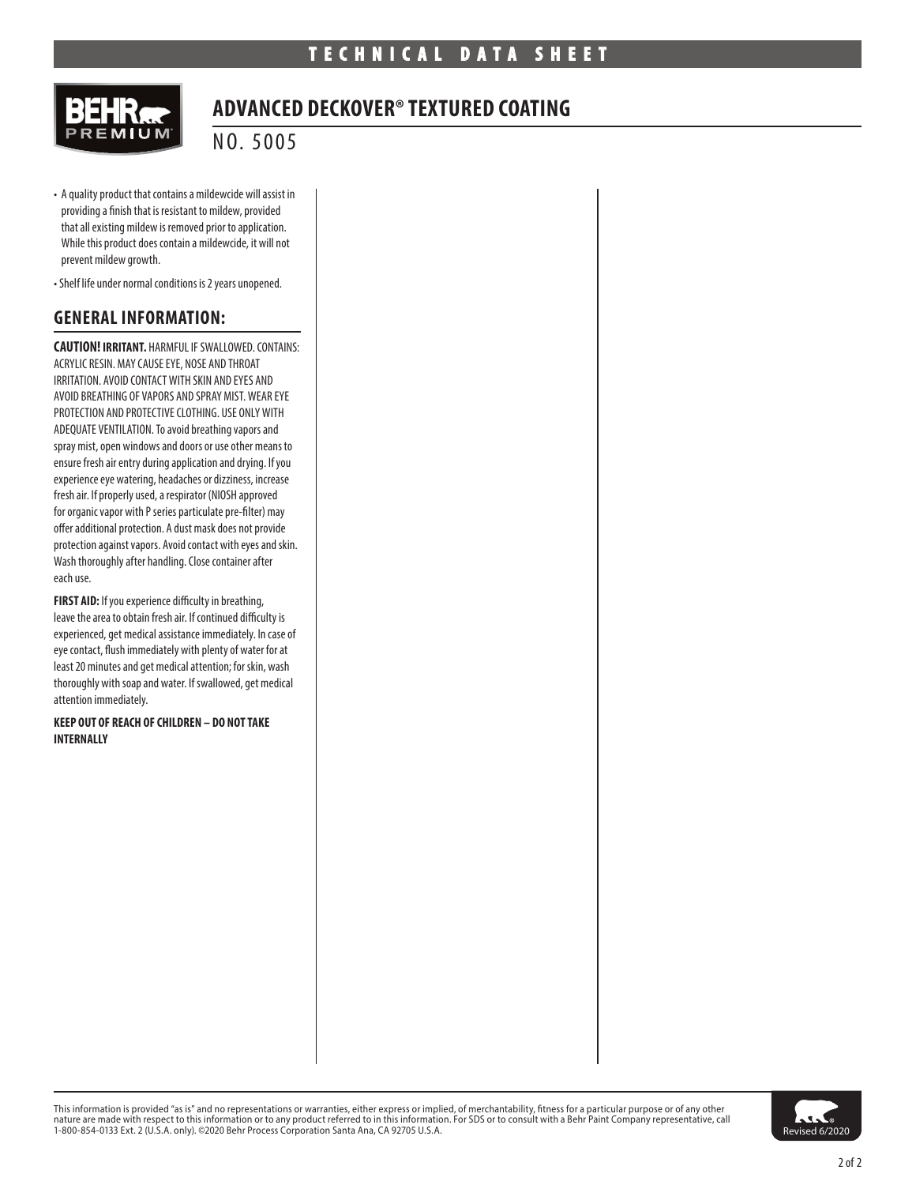- A quality product that contains a mildewcide will assist in providing a finish that is resistant to mildew, provided that all existing mildew is removed prior to application. While this product does contain a mildewcide, it will not prevent mildew growth.
- Shelf life under normal conditions is 2 years unopened.

## GENERAL INFORMATION:

**CAUTION! IRRITANT.** HARMFUL IF SWALLOWED. CONTAINS: ACRYLIC RESIN. MAY CAUSE EYE, NOSE AND THROAT IRRITATION. AVOID CONTACT WITH SKIN AND EYES AND AVOID BREATHING OF VAPORS AND SPRAY MIST. WEAR EYE PROTECTION AND PROTECTIVE CLOTHING. USE ONLY WITH ADEQUATE VENTILATION. To avoid breathing vapors and spray mist, open windows and doors or use other means to ensure fresh air entry during application and drying. If you experience eye watering, headaches or dizziness, increase fresh air. If properly used, a respirator (NIOSH approved for organic vapor with P series particulate pre-filter) may offer additional protection. A dust mask does not provide protection against vapors. Avoid contact with eyes and skin. Wash thoroughly after handling. Close container after each use.

**FIRST AID:** If you experience difficulty in breathing, leave the area to obtain fresh air. If continued difficulty is experienced, get medical assistance immediately. In case of eye contact, flush immediately with plenty of water for at least 20 minutes and get medical attention; for skin, wash thoroughly with soap and water. If swallowed, get medical attention immediately.

**KEEP OUT OF REACH OF CHILDREN – DO NOT TAKE INTERNALLY**

This information is provided "as is" and no representations or warranties, either express or implied, of merchantability, fitness for a particular purpose or of any other nature are made with respect to this information or to any product referred to in this information. For SDS or to consult with a Behr Paint Company representative, call 1-800-854-0133 Ext. 2 (U.S.A. only). ©2020 Behr Process Corporation Santa Ana, CA 92705 U.S.A.

Revised 6/2020